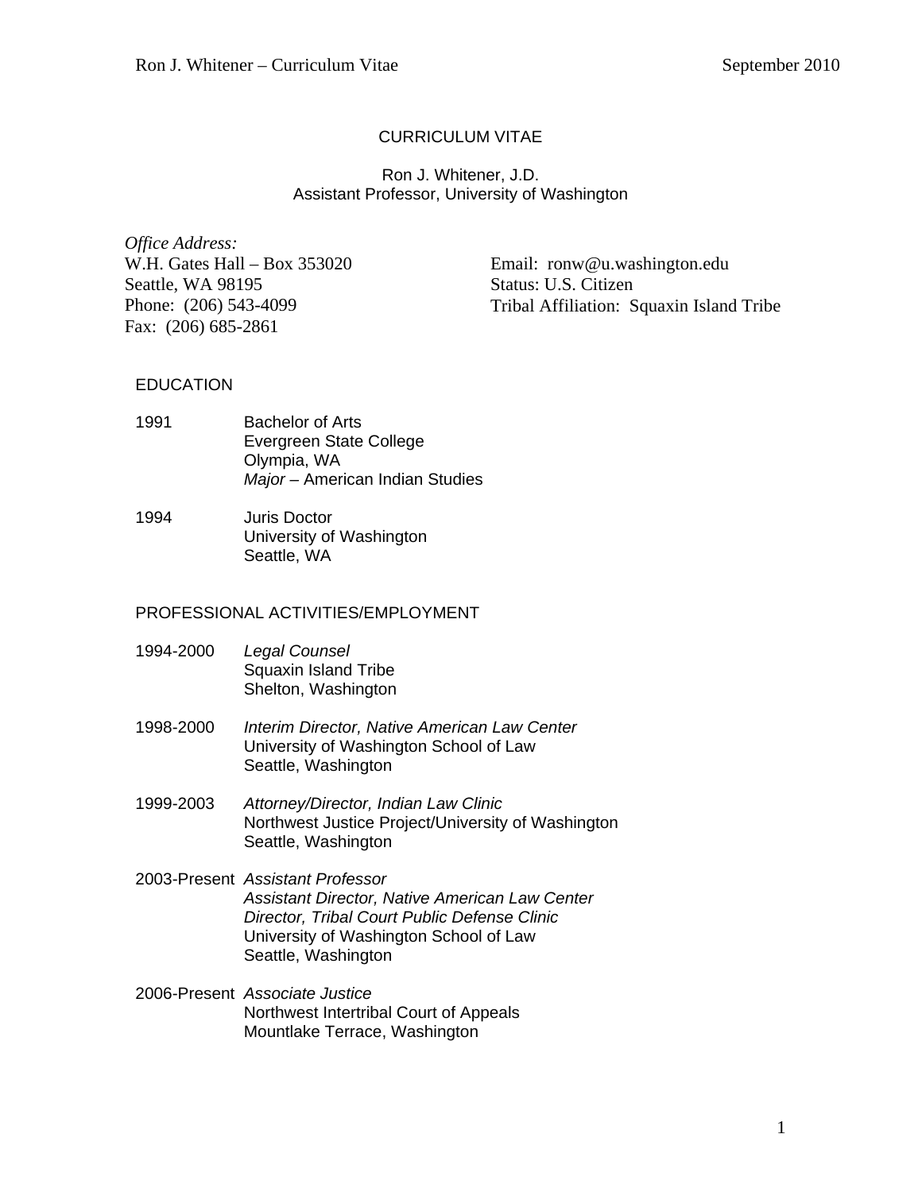# CURRICULUM VITAE

Ron J. Whitener, J.D.
Assistant Professor, University of Washington

*Office Address:*
W.H. Gates Hall – Box 353020
Seattle, WA 98195
Phone: (206) 543-4099
Fax: (206) 685-2861

Email: ronw@u.washington.edu
Status: U.S. Citizen
Tribal Affiliation: Squaxin Island Tribe

## EDUCATION

1991 — Bachelor of Arts
Evergreen State College
Olympia, WA
*Major* – American Indian Studies

1994 — Juris Doctor
University of Washington
Seattle, WA

## PROFESSIONAL ACTIVITIES/EMPLOYMENT

1994-2000 — *Legal Counsel*
Squaxin Island Tribe
Shelton, Washington

1998-2000 — *Interim Director, Native American Law Center*
University of Washington School of Law
Seattle, Washington

1999-2003 — *Attorney/Director, Indian Law Clinic*
Northwest Justice Project/University of Washington
Seattle, Washington

2003-Present — *Assistant Professor*
*Assistant Director, Native American Law Center*
*Director, Tribal Court Public Defense Clinic*
University of Washington School of Law
Seattle, Washington

2006-Present — *Associate Justice*
Northwest Intertribal Court of Appeals
Mountlake Terrace, Washington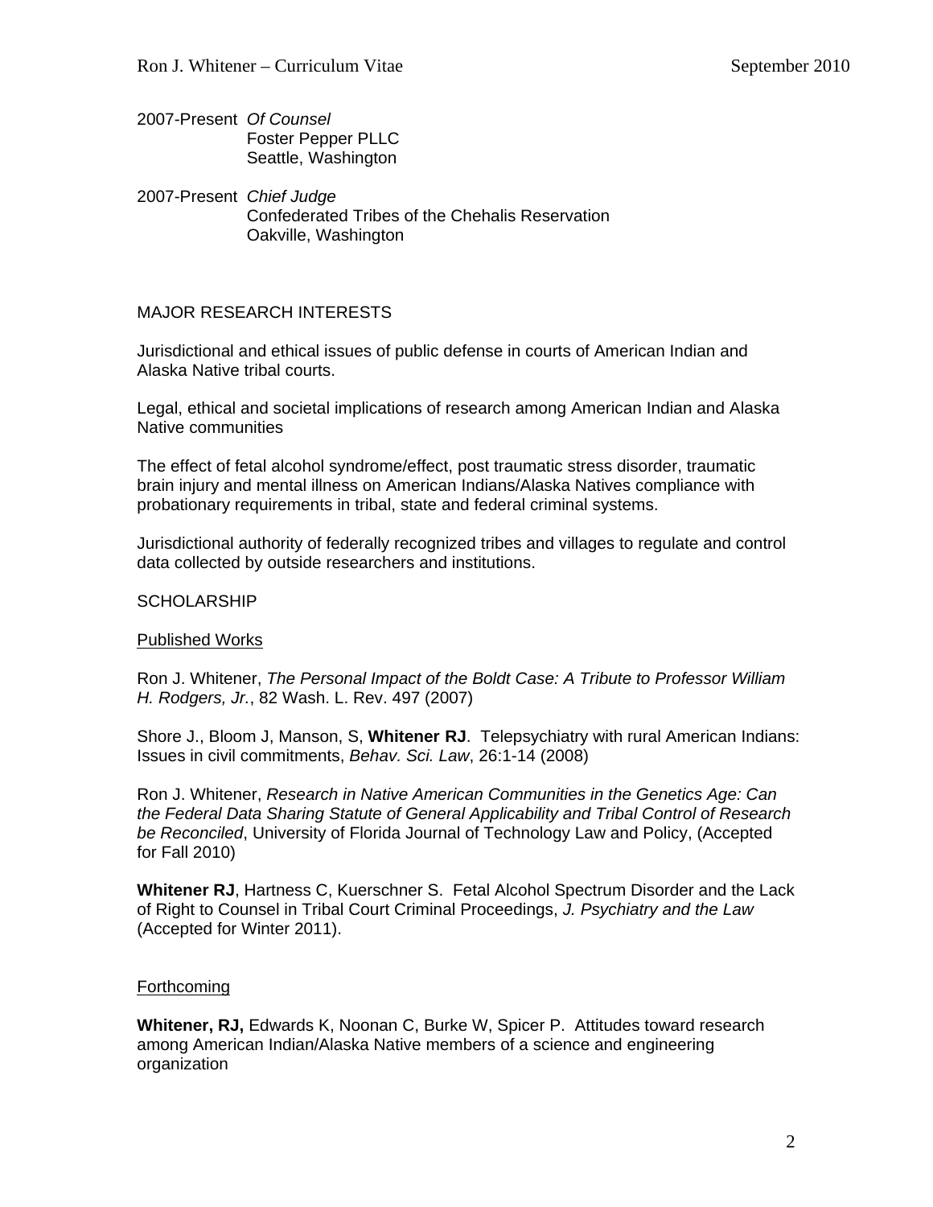2007-Present *Of Counsel*
Foster Pepper PLLC
Seattle, Washington

2007-Present *Chief Judge*
Confederated Tribes of the Chehalis Reservation
Oakville, Washington

## MAJOR RESEARCH INTERESTS

Jurisdictional and ethical issues of public defense in courts of American Indian and Alaska Native tribal courts.

Legal, ethical and societal implications of research among American Indian and Alaska Native communities

The effect of fetal alcohol syndrome/effect, post traumatic stress disorder, traumatic brain injury and mental illness on American Indians/Alaska Natives compliance with probationary requirements in tribal, state and federal criminal systems.

Jurisdictional authority of federally recognized tribes and villages to regulate and control data collected by outside researchers and institutions.

## SCHOLARSHIP

### Published Works

Ron J. Whitener, *The Personal Impact of the Boldt Case: A Tribute to Professor William H. Rodgers, Jr.*, 82 Wash. L. Rev. 497 (2007)

Shore J., Bloom J, Manson, S, **Whitener RJ**. Telepsychiatry with rural American Indians: Issues in civil commitments, *Behav. Sci. Law*, 26:1-14 (2008)

Ron J. Whitener, *Research in Native American Communities in the Genetics Age: Can the Federal Data Sharing Statute of General Applicability and Tribal Control of Research be Reconciled*, University of Florida Journal of Technology Law and Policy, (Accepted for Fall 2010)

**Whitener RJ**, Hartness C, Kuerschner S. Fetal Alcohol Spectrum Disorder and the Lack of Right to Counsel in Tribal Court Criminal Proceedings, *J. Psychiatry and the Law* (Accepted for Winter 2011).

### Forthcoming

**Whitener, RJ,** Edwards K, Noonan C, Burke W, Spicer P. Attitudes toward research among American Indian/Alaska Native members of a science and engineering organization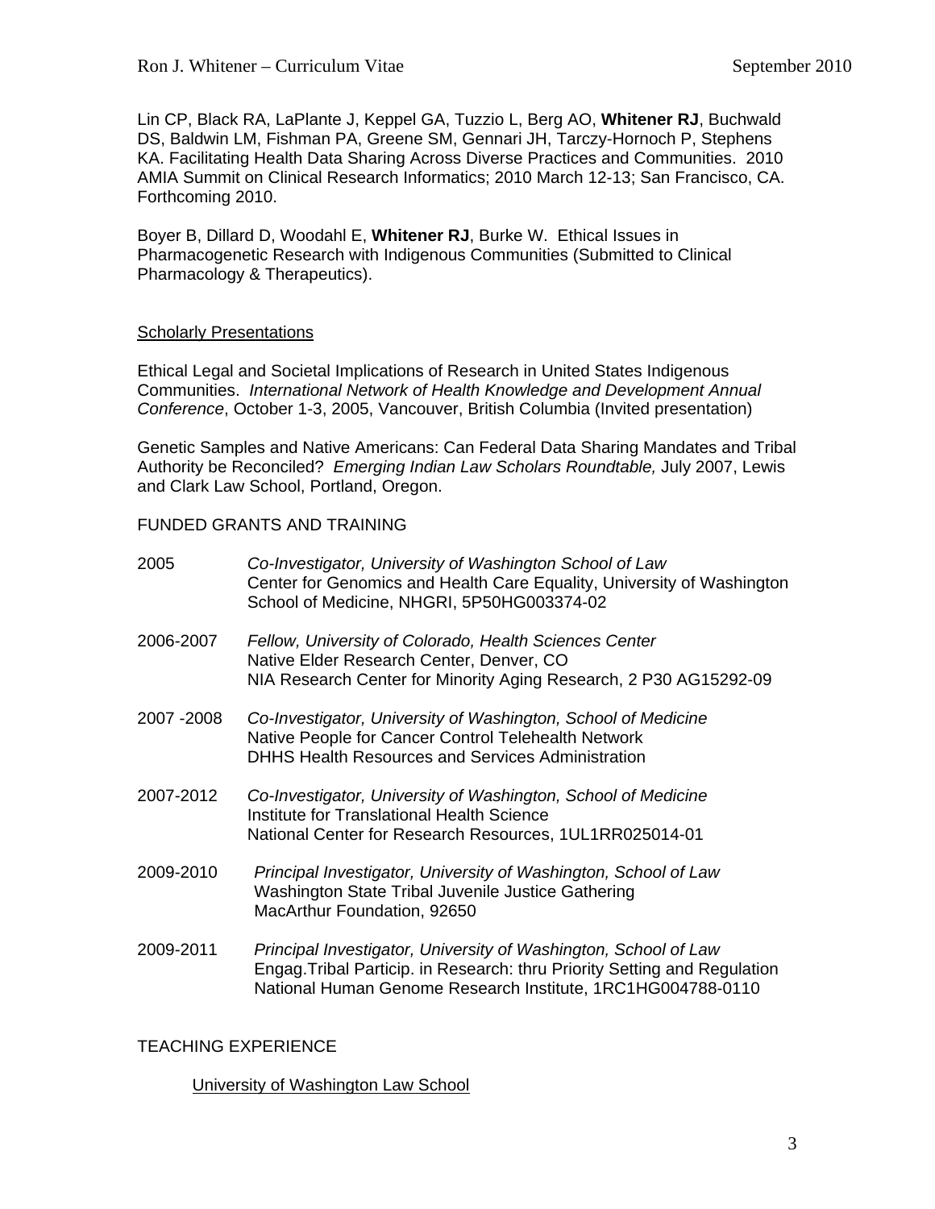Lin CP, Black RA, LaPlante J, Keppel GA, Tuzzio L, Berg AO, **Whitener RJ**, Buchwald DS, Baldwin LM, Fishman PA, Greene SM, Gennari JH, Tarczy-Hornoch P, Stephens KA. Facilitating Health Data Sharing Across Diverse Practices and Communities. 2010 AMIA Summit on Clinical Research Informatics; 2010 March 12-13; San Francisco, CA. Forthcoming 2010.

Boyer B, Dillard D, Woodahl E, **Whitener RJ**, Burke W. Ethical Issues in Pharmacogenetic Research with Indigenous Communities (Submitted to Clinical Pharmacology & Therapeutics).

Scholarly Presentations

Ethical Legal and Societal Implications of Research in United States Indigenous Communities. *International Network of Health Knowledge and Development Annual Conference*, October 1-3, 2005, Vancouver, British Columbia (Invited presentation)

Genetic Samples and Native Americans: Can Federal Data Sharing Mandates and Tribal Authority be Reconciled? *Emerging Indian Law Scholars Roundtable,* July 2007, Lewis and Clark Law School, Portland, Oregon.

FUNDED GRANTS AND TRAINING

2005 — *Co-Investigator, University of Washington School of Law*
Center for Genomics and Health Care Equality, University of Washington School of Medicine, NHGRI, 5P50HG003374-02

2006-2007 — *Fellow, University of Colorado, Health Sciences Center*
Native Elder Research Center, Denver, CO
NIA Research Center for Minority Aging Research, 2 P30 AG15292-09

2007 -2008 — *Co-Investigator, University of Washington, School of Medicine*
Native People for Cancer Control Telehealth Network
DHHS Health Resources and Services Administration

2007-2012 — *Co-Investigator, University of Washington, School of Medicine*
Institute for Translational Health Science
National Center for Research Resources, 1UL1RR025014-01

2009-2010 — *Principal Investigator, University of Washington, School of Law*
Washington State Tribal Juvenile Justice Gathering
MacArthur Foundation, 92650

2009-2011 — *Principal Investigator, University of Washington, School of Law*
Engag.Tribal Particip. in Research: thru Priority Setting and Regulation
National Human Genome Research Institute, 1RC1HG004788-0110

TEACHING EXPERIENCE

University of Washington Law School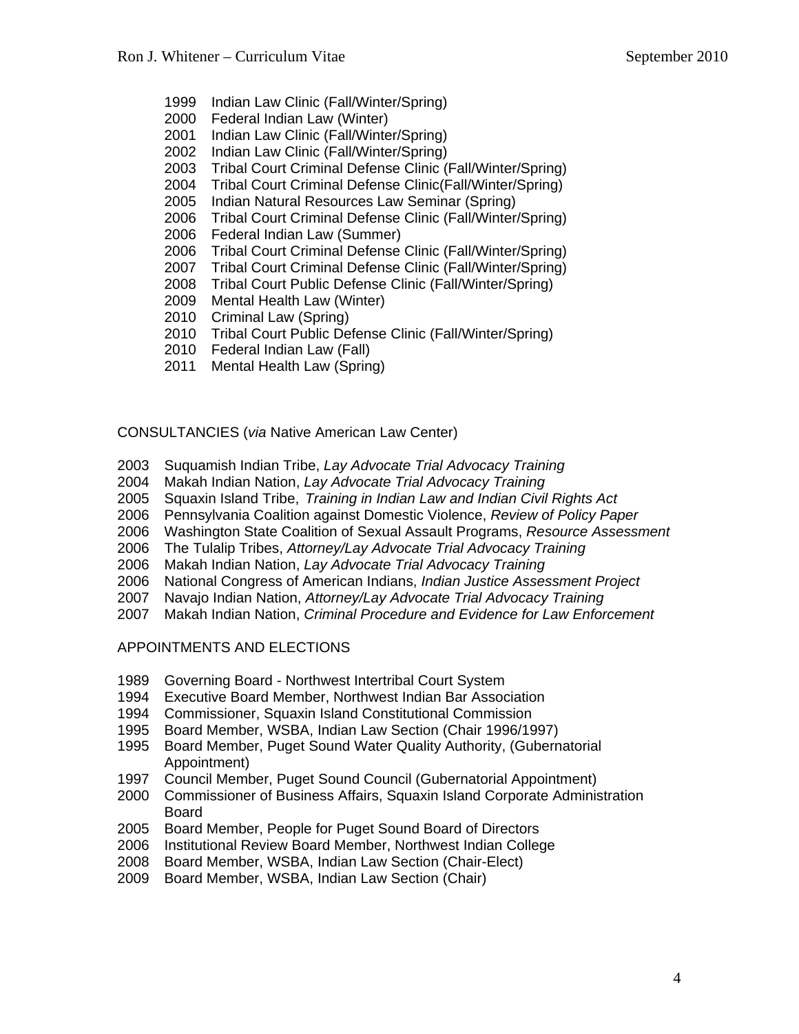- 1999 Indian Law Clinic (Fall/Winter/Spring)
- 2000 Federal Indian Law (Winter)
- 2001 Indian Law Clinic (Fall/Winter/Spring)
- 2002 Indian Law Clinic (Fall/Winter/Spring)
- 2003 Tribal Court Criminal Defense Clinic (Fall/Winter/Spring)
- 2004 Tribal Court Criminal Defense Clinic(Fall/Winter/Spring)
- 2005 Indian Natural Resources Law Seminar (Spring)
- 2006 Tribal Court Criminal Defense Clinic (Fall/Winter/Spring)
- 2006 Federal Indian Law (Summer)
- 2006 Tribal Court Criminal Defense Clinic (Fall/Winter/Spring)
- 2007 Tribal Court Criminal Defense Clinic (Fall/Winter/Spring)
- 2008 Tribal Court Public Defense Clinic (Fall/Winter/Spring)
- 2009 Mental Health Law (Winter)
- 2010 Criminal Law (Spring)
- 2010 Tribal Court Public Defense Clinic (Fall/Winter/Spring)
- 2010 Federal Indian Law (Fall)
- 2011 Mental Health Law (Spring)

## CONSULTANCIES (*via* Native American Law Center)

2003 Suquamish Indian Tribe, *Lay Advocate Trial Advocacy Training*
2004 Makah Indian Nation, *Lay Advocate Trial Advocacy Training*
2005 Squaxin Island Tribe, *Training in Indian Law and Indian Civil Rights Act*
2006 Pennsylvania Coalition against Domestic Violence, *Review of Policy Paper*
2006 Washington State Coalition of Sexual Assault Programs, *Resource Assessment*
2006 The Tulalip Tribes, *Attorney/Lay Advocate Trial Advocacy Training*
2006 Makah Indian Nation, *Lay Advocate Trial Advocacy Training*
2006 National Congress of American Indians, *Indian Justice Assessment Project*
2007 Navajo Indian Nation, *Attorney/Lay Advocate Trial Advocacy Training*
2007 Makah Indian Nation, *Criminal Procedure and Evidence for Law Enforcement*

## APPOINTMENTS AND ELECTIONS

1989 Governing Board - Northwest Intertribal Court System
1994 Executive Board Member, Northwest Indian Bar Association
1994 Commissioner, Squaxin Island Constitutional Commission
1995 Board Member, WSBA, Indian Law Section (Chair 1996/1997)
1995 Board Member, Puget Sound Water Quality Authority, (Gubernatorial Appointment)
1997 Council Member, Puget Sound Council (Gubernatorial Appointment)
2000 Commissioner of Business Affairs, Squaxin Island Corporate Administration Board
2005 Board Member, People for Puget Sound Board of Directors
2006 Institutional Review Board Member, Northwest Indian College
2008 Board Member, WSBA, Indian Law Section (Chair-Elect)
2009 Board Member, WSBA, Indian Law Section (Chair)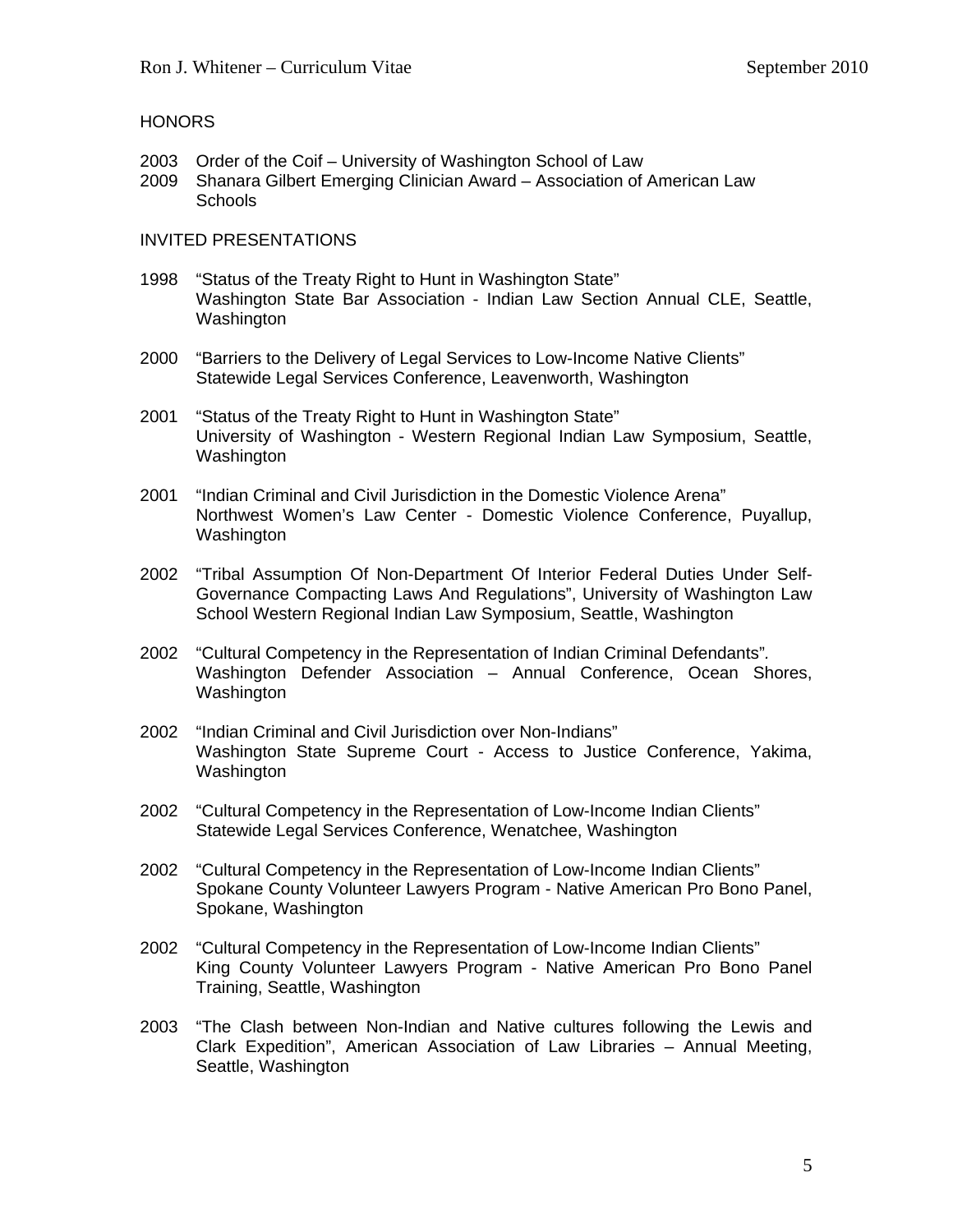## HONORS

2003 Order of the Coif – University of Washington School of Law
2009 Shanara Gilbert Emerging Clinician Award – Association of American Law Schools

## INVITED PRESENTATIONS

1998 "Status of the Treaty Right to Hunt in Washington State"
Washington State Bar Association - Indian Law Section Annual CLE, Seattle, Washington

2000 "Barriers to the Delivery of Legal Services to Low-Income Native Clients"
Statewide Legal Services Conference, Leavenworth, Washington

2001 "Status of the Treaty Right to Hunt in Washington State"
University of Washington - Western Regional Indian Law Symposium, Seattle, Washington

2001 "Indian Criminal and Civil Jurisdiction in the Domestic Violence Arena"
Northwest Women's Law Center - Domestic Violence Conference, Puyallup, Washington

2002 "Tribal Assumption Of Non-Department Of Interior Federal Duties Under Self-Governance Compacting Laws And Regulations", University of Washington Law School Western Regional Indian Law Symposium, Seattle, Washington

2002 "Cultural Competency in the Representation of Indian Criminal Defendants".
Washington Defender Association – Annual Conference, Ocean Shores, Washington

2002 "Indian Criminal and Civil Jurisdiction over Non-Indians"
Washington State Supreme Court - Access to Justice Conference, Yakima, Washington

2002 "Cultural Competency in the Representation of Low-Income Indian Clients"
Statewide Legal Services Conference, Wenatchee, Washington

2002 "Cultural Competency in the Representation of Low-Income Indian Clients"
Spokane County Volunteer Lawyers Program - Native American Pro Bono Panel, Spokane, Washington

2002 "Cultural Competency in the Representation of Low-Income Indian Clients"
King County Volunteer Lawyers Program - Native American Pro Bono Panel Training, Seattle, Washington

2003 "The Clash between Non-Indian and Native cultures following the Lewis and Clark Expedition", American Association of Law Libraries – Annual Meeting, Seattle, Washington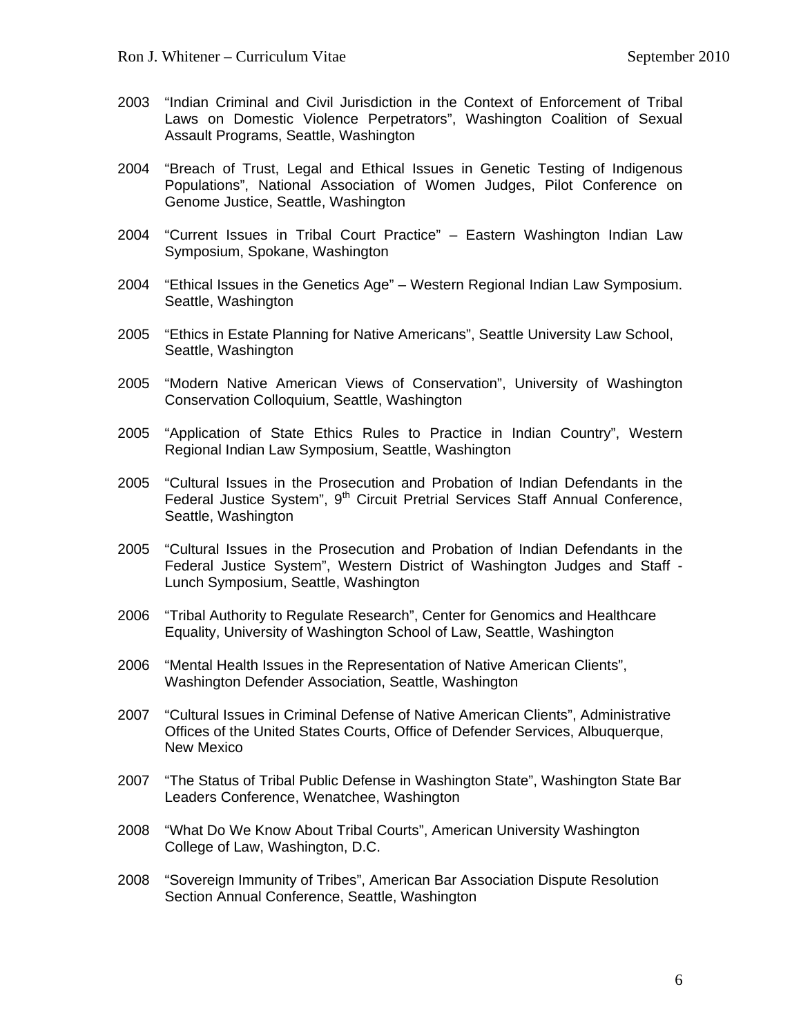2003 "Indian Criminal and Civil Jurisdiction in the Context of Enforcement of Tribal Laws on Domestic Violence Perpetrators", Washington Coalition of Sexual Assault Programs, Seattle, Washington

2004 "Breach of Trust, Legal and Ethical Issues in Genetic Testing of Indigenous Populations", National Association of Women Judges, Pilot Conference on Genome Justice, Seattle, Washington

2004 "Current Issues in Tribal Court Practice" – Eastern Washington Indian Law Symposium, Spokane, Washington

2004 "Ethical Issues in the Genetics Age" – Western Regional Indian Law Symposium. Seattle, Washington

2005 "Ethics in Estate Planning for Native Americans", Seattle University Law School, Seattle, Washington

2005 "Modern Native American Views of Conservation", University of Washington Conservation Colloquium, Seattle, Washington

2005 "Application of State Ethics Rules to Practice in Indian Country", Western Regional Indian Law Symposium, Seattle, Washington

2005 "Cultural Issues in the Prosecution and Probation of Indian Defendants in the Federal Justice System", 9th Circuit Pretrial Services Staff Annual Conference, Seattle, Washington

2005 "Cultural Issues in the Prosecution and Probation of Indian Defendants in the Federal Justice System", Western District of Washington Judges and Staff - Lunch Symposium, Seattle, Washington

2006 "Tribal Authority to Regulate Research", Center for Genomics and Healthcare Equality, University of Washington School of Law, Seattle, Washington

2006 "Mental Health Issues in the Representation of Native American Clients", Washington Defender Association, Seattle, Washington

2007 "Cultural Issues in Criminal Defense of Native American Clients", Administrative Offices of the United States Courts, Office of Defender Services, Albuquerque, New Mexico

2007 "The Status of Tribal Public Defense in Washington State", Washington State Bar Leaders Conference, Wenatchee, Washington

2008 "What Do We Know About Tribal Courts", American University Washington College of Law, Washington, D.C.

2008 "Sovereign Immunity of Tribes", American Bar Association Dispute Resolution Section Annual Conference, Seattle, Washington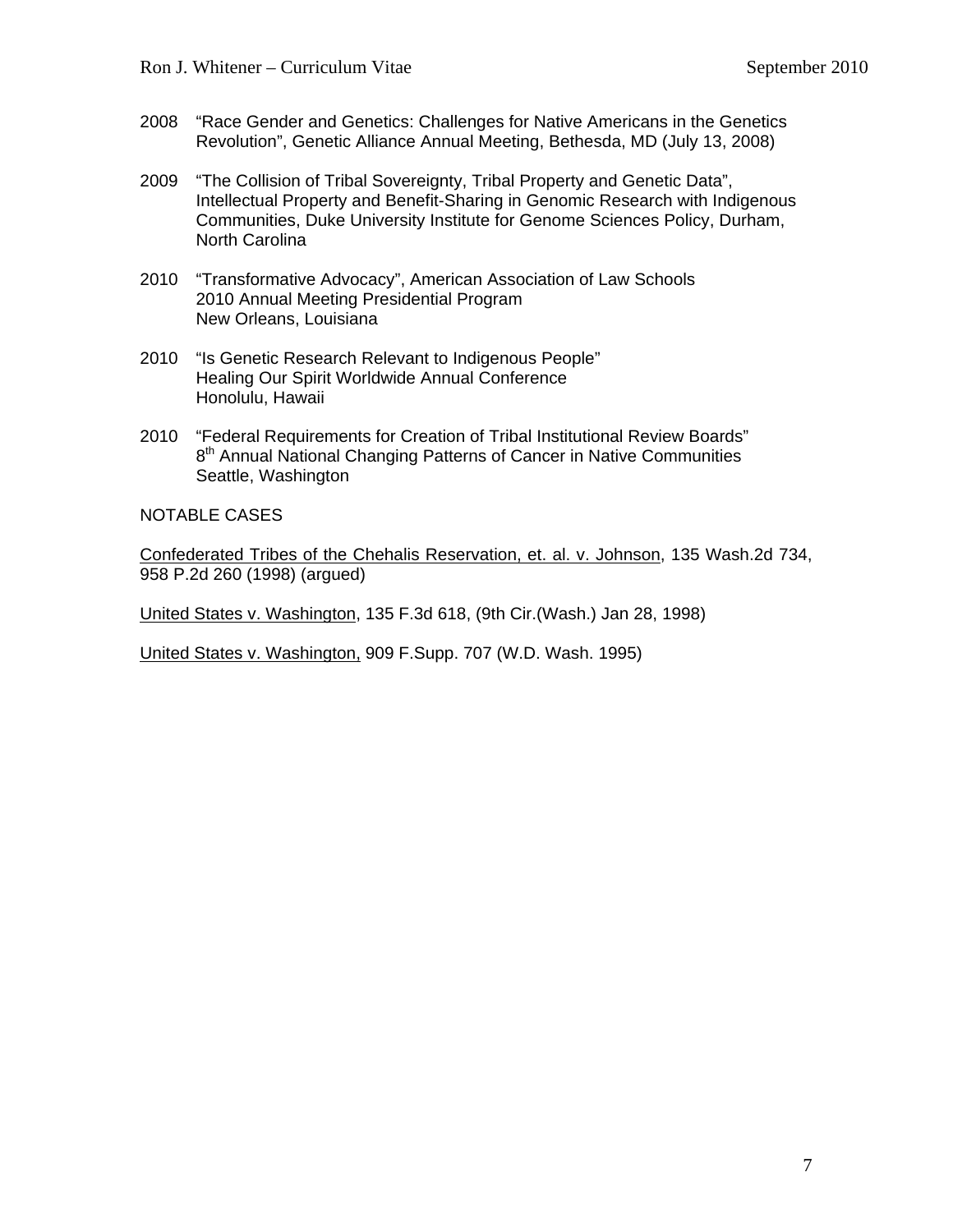2008 "Race Gender and Genetics: Challenges for Native Americans in the Genetics Revolution", Genetic Alliance Annual Meeting, Bethesda, MD (July 13, 2008)

2009 "The Collision of Tribal Sovereignty, Tribal Property and Genetic Data", Intellectual Property and Benefit-Sharing in Genomic Research with Indigenous Communities, Duke University Institute for Genome Sciences Policy, Durham, North Carolina

2010 "Transformative Advocacy", American Association of Law Schools
2010 Annual Meeting Presidential Program
New Orleans, Louisiana

2010 "Is Genetic Research Relevant to Indigenous People"
Healing Our Spirit Worldwide Annual Conference
Honolulu, Hawaii

2010 "Federal Requirements for Creation of Tribal Institutional Review Boards"
8th Annual National Changing Patterns of Cancer in Native Communities
Seattle, Washington

NOTABLE CASES

Confederated Tribes of the Chehalis Reservation, et. al. v. Johnson, 135 Wash.2d 734, 958 P.2d 260 (1998) (argued)

United States v. Washington, 135 F.3d 618, (9th Cir.(Wash.) Jan 28, 1998)

United States v. Washington, 909 F.Supp. 707 (W.D. Wash. 1995)